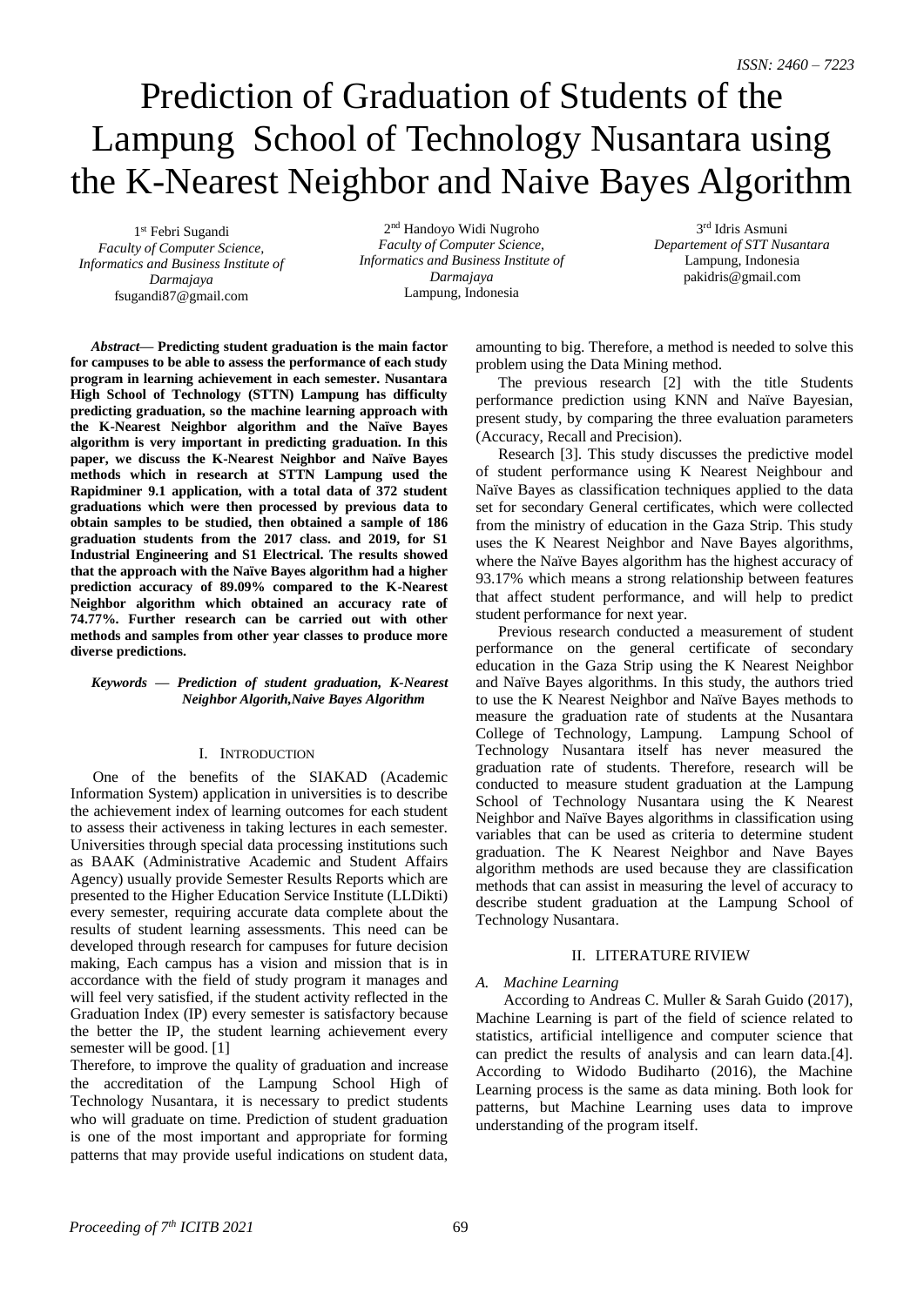# Prediction of Graduation of Students of the Lampung School of Technology Nusantara using the K-Nearest Neighbor and Naive Bayes Algorithm

1st Febri Sugandi
*Faculty of Computer Science, Informatics and Business Institute of Darmajaya*
fsugandi87@gmail.com

2nd Handoyo Widi Nugroho
*Faculty of Computer Science, Informatics and Business Institute of Darmajaya*
Lampung, Indonesia

3rd Idris Asmuni
*Departement of STT Nusantara*
Lampung, Indonesia
pakidris@gmail.com

***Abstract*— Predicting student graduation is the main factor for campuses to be able to assess the performance of each study program in learning achievement in each semester. Nusantara High School of Technology (STTN) Lampung has difficulty predicting graduation, so the machine learning approach with the K-Nearest Neighbor algorithm and the Naïve Bayes algorithm is very important in predicting graduation. In this paper, we discuss the K-Nearest Neighbor and Naïve Bayes methods which in research at STTN Lampung used the Rapidminer 9.1 application, with a total data of 372 student graduations which were then processed by previous data to obtain samples to be studied, then obtained a sample of 186 graduation students from the 2017 class. and 2019, for S1 Industrial Engineering and S1 Electrical. The results showed that the approach with the Naïve Bayes algorithm had a higher prediction accuracy of 89.09% compared to the K-Nearest Neighbor algorithm which obtained an accuracy rate of 74.77%. Further research can be carried out with other methods and samples from other year classes to produce more diverse predictions.**

***Keywords — Prediction of student graduation, K-Nearest Neighbor Algorith,Naive Bayes Algorithm***

## I. Introduction

One of the benefits of the SIAKAD (Academic Information System) application in universities is to describe the achievement index of learning outcomes for each student to assess their activeness in taking lectures in each semester. Universities through special data processing institutions such as BAAK (Administrative Academic and Student Affairs Agency) usually provide Semester Results Reports which are presented to the Higher Education Service Institute (LLDikti) every semester, requiring accurate data complete about the results of student learning assessments. This need can be developed through research for campuses for future decision making, Each campus has a vision and mission that is in accordance with the field of study program it manages and will feel very satisfied, if the student activity reflected in the Graduation Index (IP) every semester is satisfactory because the better the IP, the student learning achievement every semester will be good. [1]

Therefore, to improve the quality of graduation and increase the accreditation of the Lampung School High of Technology Nusantara, it is necessary to predict students who will graduate on time. Prediction of student graduation is one of the most important and appropriate for forming patterns that may provide useful indications on student data, amounting to big. Therefore, a method is needed to solve this problem using the Data Mining method.

The previous research [2] with the title Students performance prediction using KNN and Naïve Bayesian, present study, by comparing the three evaluation parameters (Accuracy, Recall and Precision).

Research [3]. This study discusses the predictive model of student performance using K Nearest Neighbour and Naïve Bayes as classification techniques applied to the data set for secondary General certificates, which were collected from the ministry of education in the Gaza Strip. This study uses the K Nearest Neighbor and Naïve Bayes algorithms, where the Naïve Bayes algorithm has the highest accuracy of 93.17% which means a strong relationship between features that affect student performance, and will help to predict student performance for next year.

Previous research conducted a measurement of student performance on the general certificate of secondary education in the Gaza Strip using the K Nearest Neighbor and Naïve Bayes algorithms. In this study, the authors tried to use the K Nearest Neighbor and Naïve Bayes methods to measure the graduation rate of students at the Nusantara College of Technology, Lampung. Lampung School of Technology Nusantara itself has never measured the graduation rate of students. Therefore, research will be conducted to measure student graduation at the Lampung School of Technology Nusantara using the K Nearest Neighbor and Nave Bayes algorithms in classification using variables that can be used as criteria to determine student graduation. The K Nearest Neighbor and Nave Bayes algorithm methods are used because they are classification methods that can assist in measuring the level of accuracy to describe student graduation at the Lampung School of Technology Nusantara.

## II. LITERATURE RIVIEW

### *A. Machine Learning*

According to Andreas C. Muller & Sarah Guido (2017), Machine Learning is part of the field of science related to statistics, artificial intelligence and computer science that can predict the results of analysis and can learn data.[4]. According to Widodo Budiharto (2016), the Machine Learning process is the same as data mining. Both look for patterns, but Machine Learning uses data to improve understanding of the program itself.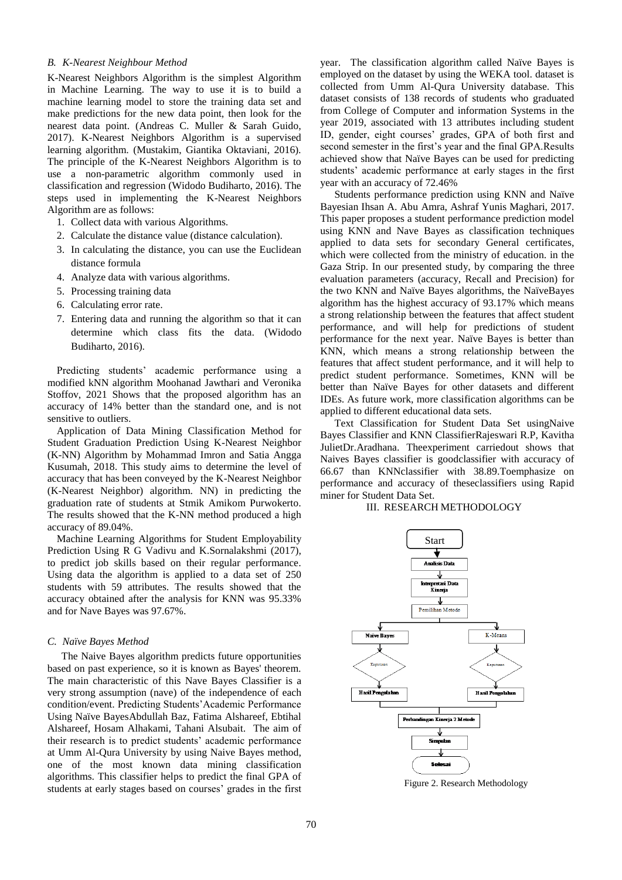### *B. K-Nearest Neighbour Method*

K-Nearest Neighbors Algorithm is the simplest Algorithm in Machine Learning. The way to use it is to build a machine learning model to store the training data set and make predictions for the new data point, then look for the nearest data point. (Andreas C. Muller & Sarah Guido, 2017). K-Nearest Neighbors Algorithm is a supervised learning algorithm. (Mustakim, Giantika Oktaviani, 2016). The principle of the K-Nearest Neighbors Algorithm is to use a non-parametric algorithm commonly used in classification and regression (Widodo Budiharto, 2016). The steps used in implementing the K-Nearest Neighbors Algorithm are as follows:

1. Collect data with various Algorithms.
2. Calculate the distance value (distance calculation).
3. In calculating the distance, you can use the Euclidean distance formula
4. Analyze data with various algorithms.
5. Processing training data
6. Calculating error rate.
7. Entering data and running the algorithm so that it can determine which class fits the data. (Widodo Budiharto, 2016).

Predicting students' academic performance using a modified kNN algorithm Moohanad Jawthari and Veronika Stoffov, 2021 Shows that the proposed algorithm has an accuracy of 14% better than the standard one, and is not sensitive to outliers.

Application of Data Mining Classification Method for Student Graduation Prediction Using K-Nearest Neighbor (K-NN) Algorithm by Mohammad Imron and Satia Angga Kusumah, 2018. This study aims to determine the level of accuracy that has been conveyed by the K-Nearest Neighbor (K-Nearest Neighbor) algorithm. NN) in predicting the graduation rate of students at Stmik Amikom Purwokerto. The results showed that the K-NN method produced a high accuracy of 89.04%.

Machine Learning Algorithms for Student Employability Prediction Using R G Vadivu and K.Sornalakshmi (2017), to predict job skills based on their regular performance. Using data the algorithm is applied to a data set of 250 students with 59 attributes. The results showed that the accuracy obtained after the analysis for KNN was 95.33% and for Nave Bayes was 97.67%.

### *C. Naïve Bayes Method*

The Naive Bayes algorithm predicts future opportunities based on past experience, so it is known as Bayes' theorem. The main characteristic of this Nave Bayes Classifier is a very strong assumption (nave) of the independence of each condition/event. Predicting Students'Academic Performance Using Naïve BayesAbdullah Baz, Fatima Alshareef, Ebtihal Alshareef, Hosam Alhakami, Tahani Alsubait. The aim of their research is to predict students' academic performance at Umm Al-Qura University by using Naive Bayes method, one of the most known data mining classification algorithms. This classifier helps to predict the final GPA of students at early stages based on courses' grades in the first year. The classification algorithm called Naïve Bayes is employed on the dataset by using the WEKA tool. dataset is collected from Umm Al-Qura University database. This dataset consists of 138 records of students who graduated from College of Computer and information Systems in the year 2019, associated with 13 attributes including student ID, gender, eight courses' grades, GPA of both first and second semester in the first's year and the final GPA.Results achieved show that Naïve Bayes can be used for predicting students' academic performance at early stages in the first year with an accuracy of 72.46%

Students performance prediction using KNN and Naïve Bayesian Ihsan A. Abu Amra, Ashraf Yunis Maghari, 2017. This paper proposes a student performance prediction model using KNN and Nave Bayes as classification techniques applied to data sets for secondary General certificates, which were collected from the ministry of education. in the Gaza Strip. In our presented study, by comparing the three evaluation parameters (accuracy, Recall and Precision) for the two KNN and Naïve Bayes algorithms, the NaïveBayes algorithm has the highest accuracy of 93.17% which means a strong relationship between the features that affect student performance, and will help for predictions of student performance for the next year. Naïve Bayes is better than KNN, which means a strong relationship between the features that affect student performance, and it will help to predict student performance. Sometimes, KNN will be better than Naïve Bayes for other datasets and different IDEs. As future work, more classification algorithms can be applied to different educational data sets.

Text Classification for Student Data Set usingNaive Bayes Classifier and KNN ClassifierRajeswari R.P, Kavitha JulietDr.Aradhana. Theexperiment carriedout shows that Naives Bayes classifier is goodclassifier with accuracy of 66.67 than KNNclassifier with 38.89.Toemphasize on performance and accuracy of theseclassifiers using Rapid miner for Student Data Set.

## III. RESEARCH METHODOLOGY

Figure 2. Research Methodology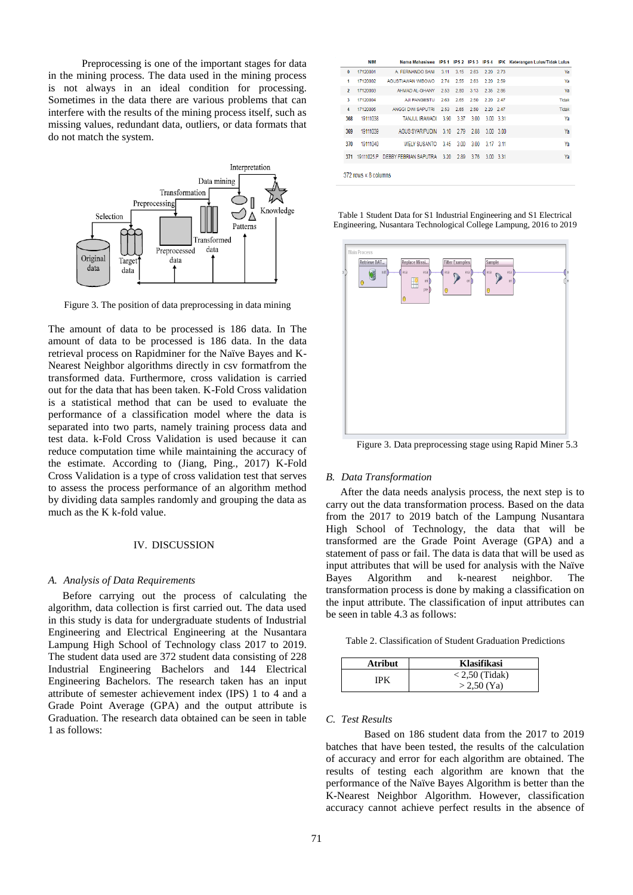Preprocessing is one of the important stages for data in the mining process. The data used in the mining process is not always in an ideal condition for processing. Sometimes in the data there are various problems that can interfere with the results of the mining process itself, such as missing values, redundant data, outliers, or data formats that do not match the system.

Figure 3. The position of data preprocessing in data mining

The amount of data to be processed is 186 data. In The amount of data to be processed is 186 data. In the data retrieval process on Rapidminer for the Naïve Bayes and K-Nearest Neighbor algorithms directly in csv formatfrom the transformed data. Furthermore, cross validation is carried out for the data that has been taken. K-Fold Cross Validation is a statistical method that can be used to evaluate the performance of a classification model where the data is separated into two parts, namely training process data and test data. k-Fold Cross Validation is used because it can reduce computation time while maintaining the accuracy of the estimate. According to (Jiang, Ping., 2017) K-Fold Cross Validation is a type of cross validation test that serves to assess the process performance of an algorithm method by dividing data samples randomly and grouping the data as much as the K k-fold value.

## IV. DISCUSSION

### A. Analysis of Data Requirements

Before carrying out the process of calculating the algorithm, data collection is first carried out. The data used in this study is data for undergraduate students of Industrial Engineering and Electrical Engineering at the Nusantara Lampung High School of Technology class 2017 to 2019. The student data used are 372 student data consisting of 228 Industrial Engineering Bachelors and 144 Electrical Engineering Bachelors. The research taken has an input attribute of semester achievement index (IPS) 1 to 4 and a Grade Point Average (GPA) and the output attribute is Graduation. The research data obtained can be seen in table 1 as follows:

| | NIM | Nama Mahasiswa | IPS 1 | IPS 2 | IPS 3 | IPS 4 | IPK | Keterangan Lulus/Tidak Lulus |
|---|---|---|---|---|---|---|---|---|
| 0 | 17120001 | A. FERNANDO SANI | 3.11 | 3.15 | 2.63 | 2.20 | 2.73 | Ya |
| 1 | 17120002 | AGUSTIAWAN WIBOWO | 2.74 | 2.55 | 2.63 | 2.20 | 2.59 | Ya |
| 2 | 17120003 | AHMAD AL-GHANY | 2.53 | 2.80 | 3.13 | 2.35 | 2.86 | Ya |
| 3 | 17120004 | AJI PANGESTU | 2.63 | 2.65 | 2.50 | 2.20 | 2.47 | Tidak |
| 4 | 17120005 | ANGGI DWI SAPUTRI | 2.53 | 2.65 | 2.50 | 2.20 | 2.47 | Tidak |
| 368 | 19111038 | TANJUL IRAWADI | 3.90 | 3.37 | 3.00 | 3.00 | 3.31 | Ya |
| 369 | 19111039 | AGUS SYARIFUDIN | 3.10 | 2.79 | 2.88 | 3.00 | 3.00 | Ya |
| 370 | 19111040 | WELY SUSANTO | 3.45 | 3.00 | 3.00 | 3.17 | 3.11 | Ya |
| 371 | 19111025.P | DEBBY FEBRIAN SAPUTRA | 3.20 | 2.89 | 3.76 | 3.00 | 3.31 | Ya |

372 rows × 8 columns

Table 1 Student Data for S1 Industrial Engineering and S1 Electrical Engineering, Nusantara Technological College Lampung, 2016 to 2019

Figure 3. Data preprocessing stage using Rapid Miner 5.3

### B. Data Transformation

After the data needs analysis process, the next step is to carry out the data transformation process. Based on the data from the 2017 to 2019 batch of the Lampung Nusantara High School of Technology, the data that will be transformed are the Grade Point Average (GPA) and a statement of pass or fail. The data is data that will be used as input attributes that will be used for analysis with the Naïve Bayes Algorithm and k-nearest neighbor. The transformation process is done by making a classification on the input attribute. The classification of input attributes can be seen in table 4.3 as follows:

Table 2. Classification of Student Graduation Predictions

| Atribut | Klasifikasi |
|---|---|
| IPK | < 2,50 (Tidak)<br>> 2,50 (Ya) |

### C. Test Results

Based on 186 student data from the 2017 to 2019 batches that have been tested, the results of the calculation of accuracy and error for each algorithm are obtained. The results of testing each algorithm are known that the performance of the Naïve Bayes Algorithm is better than the K-Nearest Neighbor Algorithm. However, classification accuracy cannot achieve perfect results in the absence of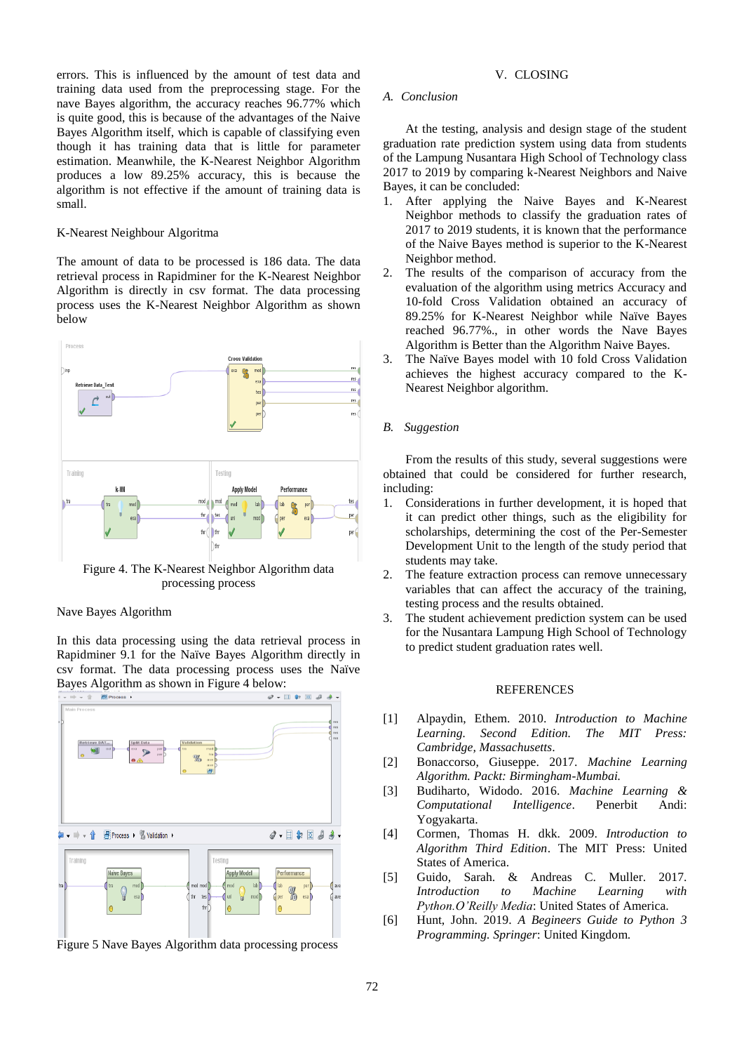errors. This is influenced by the amount of test data and training data used from the preprocessing stage. For the nave Bayes algorithm, the accuracy reaches 96.77% which is quite good, this is because of the advantages of the Naive Bayes Algorithm itself, which is capable of classifying even though it has training data that is little for parameter estimation. Meanwhile, the K-Nearest Neighbor Algorithm produces a low 89.25% accuracy, this is because the algorithm is not effective if the amount of training data is small.

K-Nearest Neighbour Algoritma

The amount of data to be processed is 186 data. The data retrieval process in Rapidminer for the K-Nearest Neighbor Algorithm is directly in csv format. The data processing process uses the K-Nearest Neighbor Algorithm as shown below

Figure 4. The K-Nearest Neighbor Algorithm data processing process

Nave Bayes Algorithm

In this data processing using the data retrieval process in Rapidminer 9.1 for the Naïve Bayes Algorithm directly in csv format. The data processing process uses the Naïve Bayes Algorithm as shown in Figure 4 below:

Figure 5 Nave Bayes Algorithm data processing process

# V. CLOSING

## A. Conclusion

At the testing, analysis and design stage of the student graduation rate prediction system using data from students of the Lampung Nusantara High School of Technology class 2017 to 2019 by comparing k-Nearest Neighbors and Naive Bayes, it can be concluded:

1. After applying the Naive Bayes and K-Nearest Neighbor methods to classify the graduation rates of 2017 to 2019 students, it is known that the performance of the Naive Bayes method is superior to the K-Nearest Neighbor method.
2. The results of the comparison of accuracy from the evaluation of the algorithm using metrics Accuracy and 10-fold Cross Validation obtained an accuracy of 89.25% for K-Nearest Neighbor while Naïve Bayes reached 96.77%., in other words the Nave Bayes Algorithm is Better than the Algorithm Naive Bayes.
3. The Naïve Bayes model with 10 fold Cross Validation achieves the highest accuracy compared to the K-Nearest Neighbor algorithm.

## B. Suggestion

From the results of this study, several suggestions were obtained that could be considered for further research, including:

1. Considerations in further development, it is hoped that it can predict other things, such as the eligibility for scholarships, determining the cost of the Per-Semester Development Unit to the length of the study period that students may take.
2. The feature extraction process can remove unnecessary variables that can affect the accuracy of the training, testing process and the results obtained.
3. The student achievement prediction system can be used for the Nusantara Lampung High School of Technology to predict student graduation rates well.

# REFERENCES

[1] Alpaydin, Ethem. 2010. *Introduction to Machine Learning. Second Edition. The MIT Press: Cambridge, Massachusetts*.

[2] Bonaccorso, Giuseppe. 2017. *Machine Learning Algorithm. Packt: Birmingham-Mumbai.*

[3] Budiharto, Widodo. 2016. *Machine Learning & Computational Intelligence*. Penerbit Andi: Yogyakarta.

[4] Cormen, Thomas H. dkk. 2009. *Introduction to Algorithm Third Edition*. The MIT Press: United States of America.

[5] Guido, Sarah. & Andreas C. Muller. 2017. *Introduction to Machine Learning with Python.O'Reilly Media*: United States of America.

[6] Hunt, John. 2019. *A Begineers Guide to Python 3 Programming. Springer*: United Kingdom.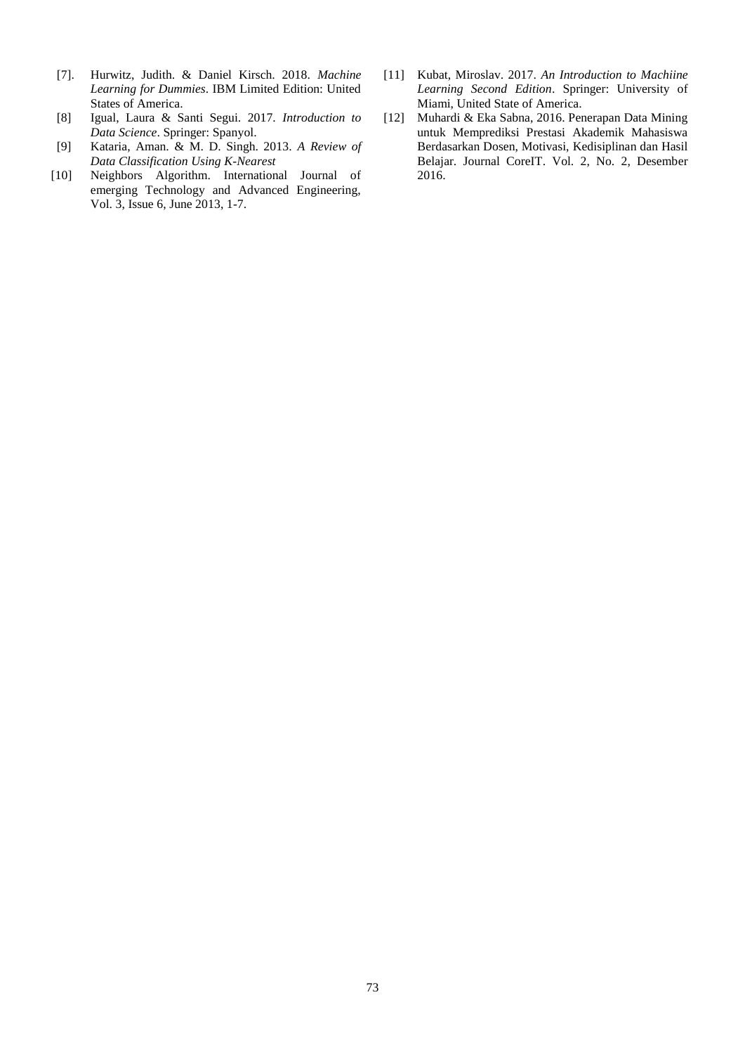[7]. Hurwitz, Judith. & Daniel Kirsch. 2018. *Machine Learning for Dummies*. IBM Limited Edition: United States of America.

[8] Igual, Laura & Santi Segui. 2017. *Introduction to Data Science*. Springer: Spanyol.

[9] Kataria, Aman. & M. D. Singh. 2013. *A Review of Data Classification Using K-Nearest*

[10] Neighbors Algorithm. International Journal of emerging Technology and Advanced Engineering, Vol. 3, Issue 6, June 2013, 1-7.

[11] Kubat, Miroslav. 2017. *An Introduction to Machiine Learning Second Edition*. Springer: University of Miami, United State of America.

[12] Muhardi & Eka Sabna, 2016. Penerapan Data Mining untuk Memprediksi Prestasi Akademik Mahasiswa Berdasarkan Dosen, Motivasi, Kedisiplinan dan Hasil Belajar. Journal CoreIT. Vol. 2, No. 2, Desember 2016.